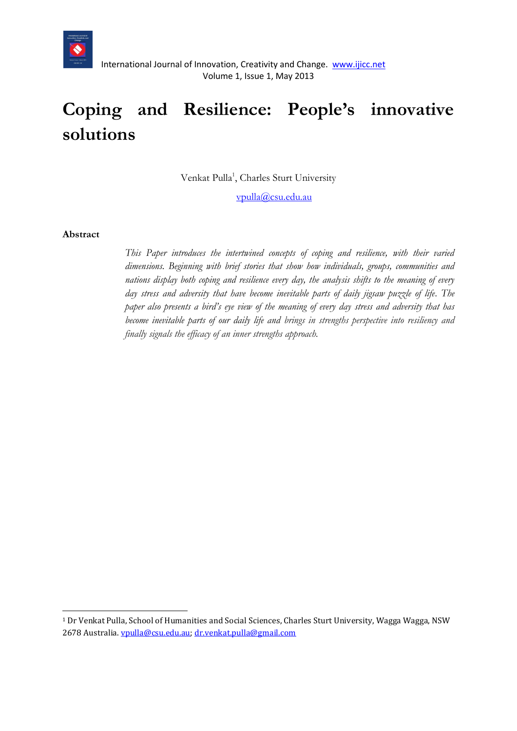# Coping and Resilience: People's innovative solutions

Venkat Pulla[1], Charles Sturt University

vpulla@csu.edu.au

**Abstract**

*This Paper introduces the intertwined concepts of coping and resilience, with their varied dimensions. Beginning with brief stories that show how individuals, groups, communities and nations display both coping and resilience every day, the analysis shifts to the meaning of every day stress and adversity that have become inevitable parts of daily jigsaw puzzle of life. The paper also presents a bird's eye view of the meaning of every day stress and adversity that has become inevitable parts of our daily life and brings in strengths perspective into resiliency and finally signals the efficacy of an inner strengths approach.*

---

[1] Dr Venkat Pulla, School of Humanities and Social Sciences, Charles Sturt University, Wagga Wagga, NSW 2678 Australia. vpulla@csu.edu.au; dr.venkat.pulla@gmail.com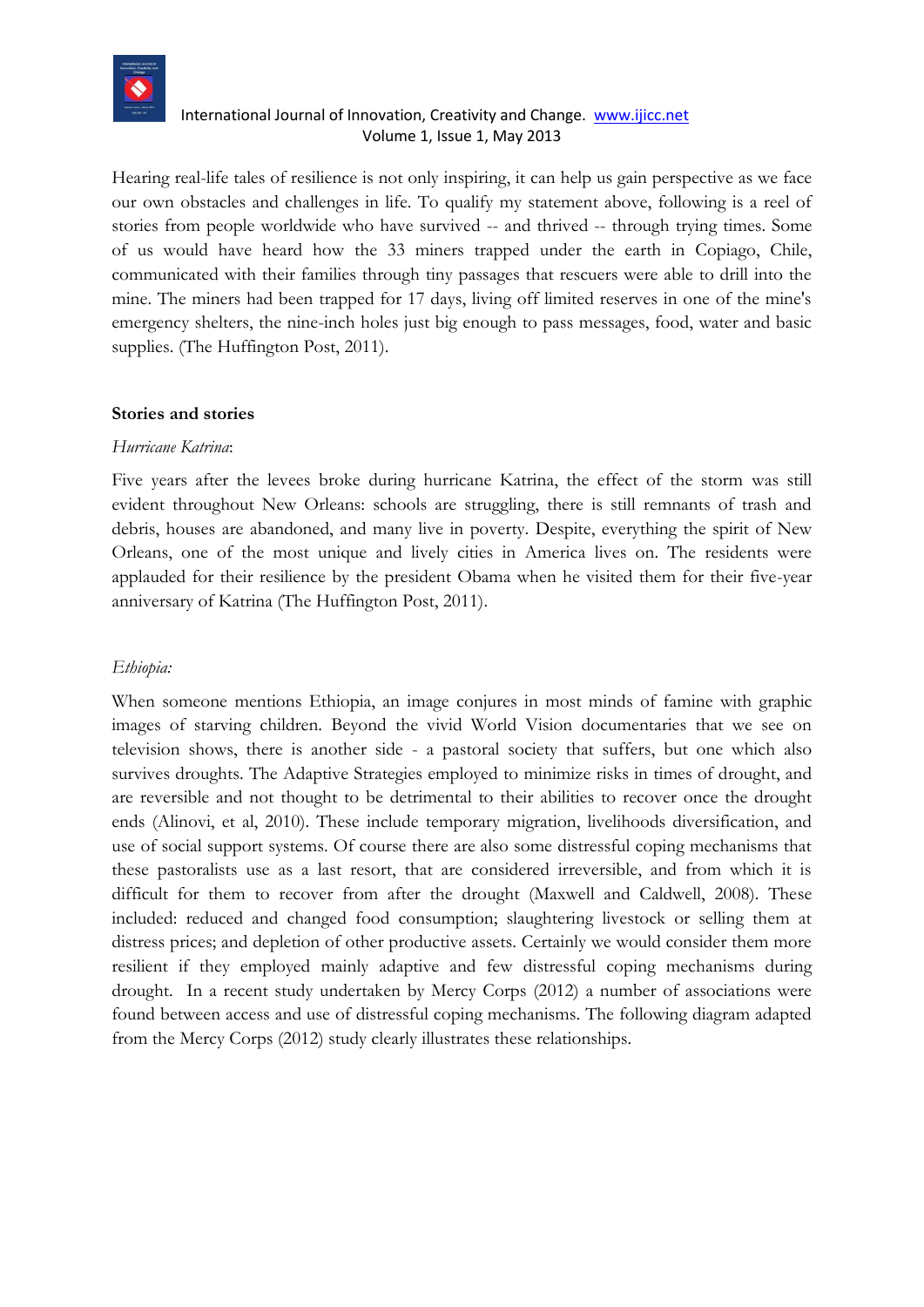Hearing real-life tales of resilience is not only inspiring, it can help us gain perspective as we face our own obstacles and challenges in life. To qualify my statement above, following is a reel of stories from people worldwide who have survived -- and thrived -- through trying times. Some of us would have heard how the 33 miners trapped under the earth in Copiago, Chile, communicated with their families through tiny passages that rescuers were able to drill into the mine. The miners had been trapped for 17 days, living off limited reserves in one of the mine's emergency shelters, the nine-inch holes just big enough to pass messages, food, water and basic supplies. (The Huffington Post, 2011).

**Stories and stories**

*Hurricane Katrina*:

Five years after the levees broke during hurricane Katrina, the effect of the storm was still evident throughout New Orleans: schools are struggling, there is still remnants of trash and debris, houses are abandoned, and many live in poverty. Despite, everything the spirit of New Orleans, one of the most unique and lively cities in America lives on. The residents were applauded for their resilience by the president Obama when he visited them for their five-year anniversary of Katrina (The Huffington Post, 2011).

*Ethiopia:*

When someone mentions Ethiopia, an image conjures in most minds of famine with graphic images of starving children. Beyond the vivid World Vision documentaries that we see on television shows, there is another side - a pastoral society that suffers, but one which also survives droughts. The Adaptive Strategies employed to minimize risks in times of drought, and are reversible and not thought to be detrimental to their abilities to recover once the drought ends (Alinovi, et al, 2010). These include temporary migration, livelihoods diversification, and use of social support systems. Of course there are also some distressful coping mechanisms that these pastoralists use as a last resort, that are considered irreversible, and from which it is difficult for them to recover from after the drought (Maxwell and Caldwell, 2008). These included: reduced and changed food consumption; slaughtering livestock or selling them at distress prices; and depletion of other productive assets. Certainly we would consider them more resilient if they employed mainly adaptive and few distressful coping mechanisms during drought. In a recent study undertaken by Mercy Corps (2012) a number of associations were found between access and use of distressful coping mechanisms. The following diagram adapted from the Mercy Corps (2012) study clearly illustrates these relationships.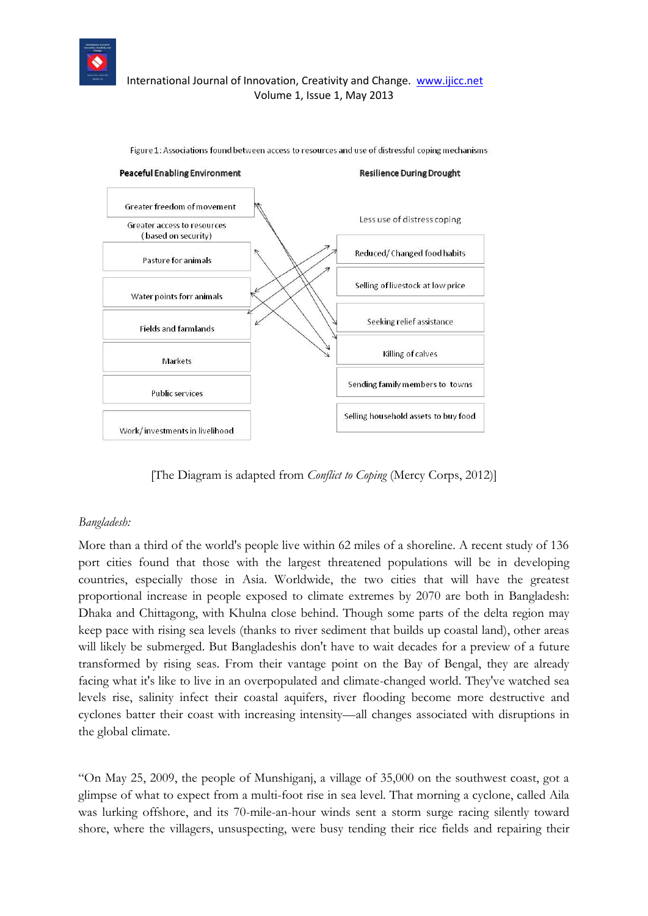Figure 1: Associations found between access to resources and use of distressful coping mechanisms

| Peaceful Enabling Environment | Resilience During Drought |
| --- | --- |
| Greater freedom of movement | Less use of distress coping |
| Greater access to resources (based on security) | |
| Pasture for animals | Reduced/ Changed food habits |
| Water points forr animals | Selling of livestock at low price |
| Fields and farmlands | Seeking relief assistance |
| Markets | Killing of calves |
| Public services | Sending family members to towns |
| Work/ investments in livelihood | Selling household assets to buy food |

[The Diagram is adapted from *Conflict to Coping* (Mercy Corps, 2012)]

*Bangladesh:*

More than a third of the world's people live within 62 miles of a shoreline. A recent study of 136 port cities found that those with the largest threatened populations will be in developing countries, especially those in Asia. Worldwide, the two cities that will have the greatest proportional increase in people exposed to climate extremes by 2070 are both in Bangladesh: Dhaka and Chittagong, with Khulna close behind. Though some parts of the delta region may keep pace with rising sea levels (thanks to river sediment that builds up coastal land), other areas will likely be submerged. But Bangladeshis don't have to wait decades for a preview of a future transformed by rising seas. From their vantage point on the Bay of Bengal, they are already facing what it's like to live in an overpopulated and climate-changed world. They've watched sea levels rise, salinity infect their coastal aquifers, river flooding become more destructive and cyclones batter their coast with increasing intensity—all changes associated with disruptions in the global climate.

"On May 25, 2009, the people of Munshiganj, a village of 35,000 on the southwest coast, got a glimpse of what to expect from a multi-foot rise in sea level. That morning a cyclone, called Aila was lurking offshore, and its 70-mile-an-hour winds sent a storm surge racing silently toward shore, where the villagers, unsuspecting, were busy tending their rice fields and repairing their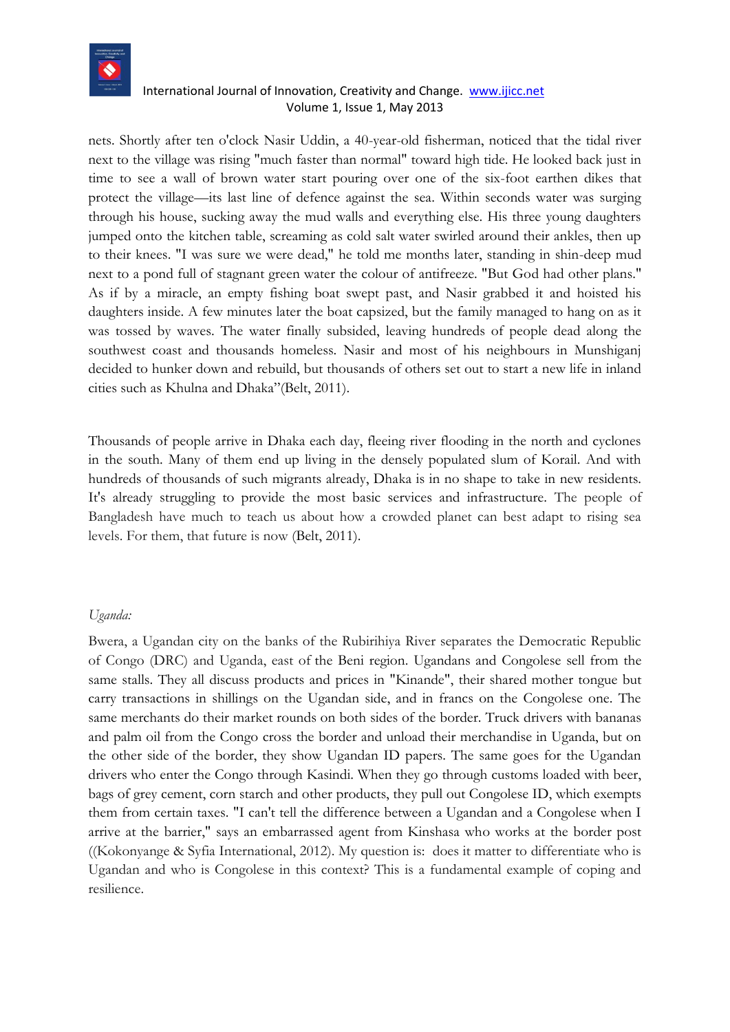nets. Shortly after ten o'clock Nasir Uddin, a 40-year-old fisherman, noticed that the tidal river next to the village was rising "much faster than normal" toward high tide. He looked back just in time to see a wall of brown water start pouring over one of the six-foot earthen dikes that protect the village—its last line of defence against the sea. Within seconds water was surging through his house, sucking away the mud walls and everything else. His three young daughters jumped onto the kitchen table, screaming as cold salt water swirled around their ankles, then up to their knees. "I was sure we were dead," he told me months later, standing in shin-deep mud next to a pond full of stagnant green water the colour of antifreeze. "But God had other plans." As if by a miracle, an empty fishing boat swept past, and Nasir grabbed it and hoisted his daughters inside. A few minutes later the boat capsized, but the family managed to hang on as it was tossed by waves. The water finally subsided, leaving hundreds of people dead along the southwest coast and thousands homeless. Nasir and most of his neighbours in Munshiganj decided to hunker down and rebuild, but thousands of others set out to start a new life in inland cities such as Khulna and Dhaka"(Belt, 2011).

Thousands of people arrive in Dhaka each day, fleeing river flooding in the north and cyclones in the south. Many of them end up living in the densely populated slum of Korail. And with hundreds of thousands of such migrants already, Dhaka is in no shape to take in new residents. It's already struggling to provide the most basic services and infrastructure. The people of Bangladesh have much to teach us about how a crowded planet can best adapt to rising sea levels. For them, that future is now (Belt, 2011).

*Uganda:*

Bwera, a Ugandan city on the banks of the Rubirihiya River separates the Democratic Republic of Congo (DRC) and Uganda, east of the Beni region. Ugandans and Congolese sell from the same stalls. They all discuss products and prices in "Kinande", their shared mother tongue but carry transactions in shillings on the Ugandan side, and in francs on the Congolese one. The same merchants do their market rounds on both sides of the border. Truck drivers with bananas and palm oil from the Congo cross the border and unload their merchandise in Uganda, but on the other side of the border, they show Ugandan ID papers. The same goes for the Ugandan drivers who enter the Congo through Kasindi. When they go through customs loaded with beer, bags of grey cement, corn starch and other products, they pull out Congolese ID, which exempts them from certain taxes. "I can't tell the difference between a Ugandan and a Congolese when I arrive at the barrier," says an embarrassed agent from Kinshasa who works at the border post ((Kokonyange & Syfia International, 2012). My question is: does it matter to differentiate who is Ugandan and who is Congolese in this context? This is a fundamental example of coping and resilience.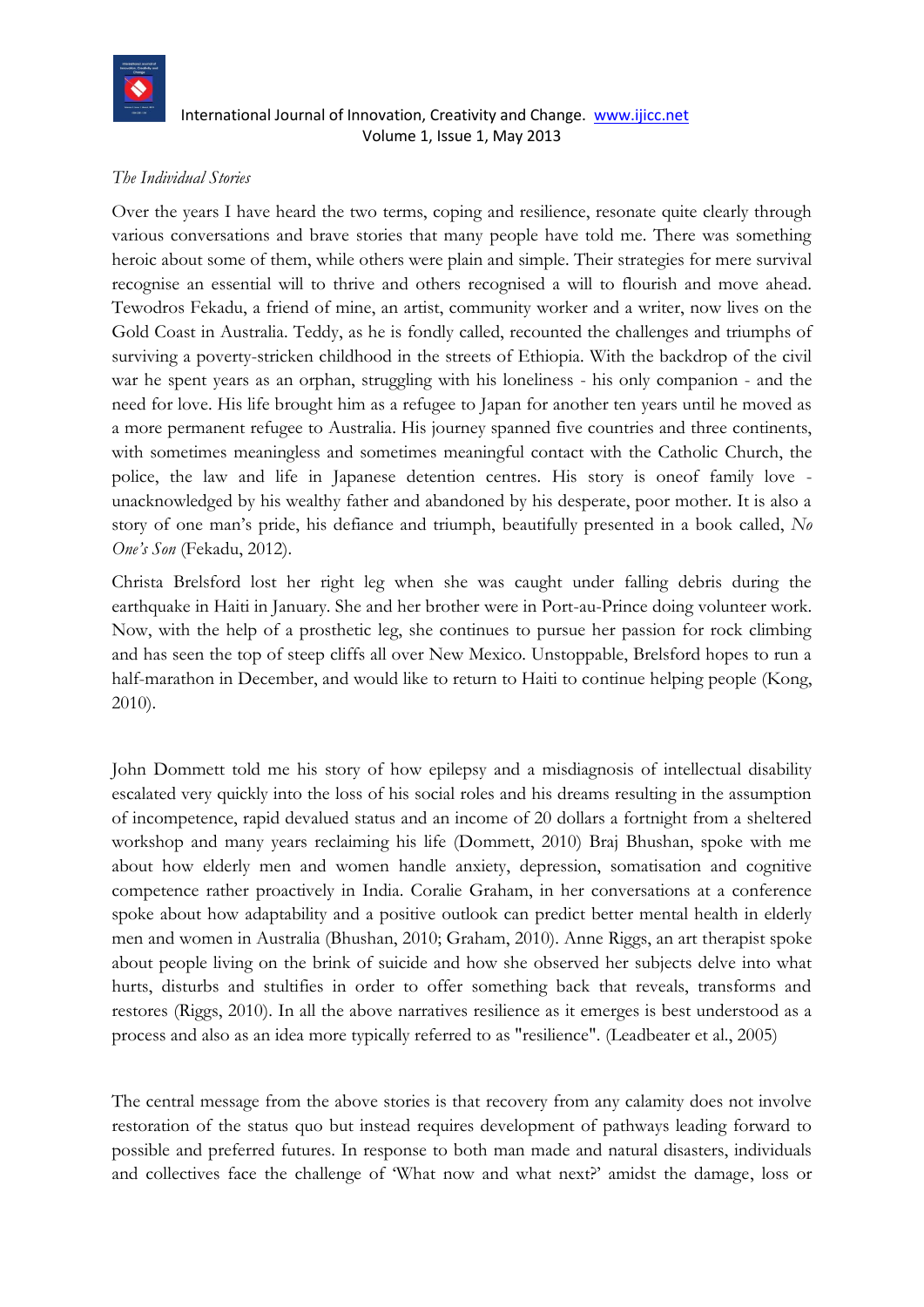*The Individual Stories*

Over the years I have heard the two terms, coping and resilience, resonate quite clearly through various conversations and brave stories that many people have told me. There was something heroic about some of them, while others were plain and simple. Their strategies for mere survival recognise an essential will to thrive and others recognised a will to flourish and move ahead. Tewodros Fekadu, a friend of mine, an artist, community worker and a writer, now lives on the Gold Coast in Australia. Teddy, as he is fondly called, recounted the challenges and triumphs of surviving a poverty-stricken childhood in the streets of Ethiopia. With the backdrop of the civil war he spent years as an orphan, struggling with his loneliness - his only companion - and the need for love. His life brought him as a refugee to Japan for another ten years until he moved as a more permanent refugee to Australia. His journey spanned five countries and three continents, with sometimes meaningless and sometimes meaningful contact with the Catholic Church, the police, the law and life in Japanese detention centres. His story is oneof family love - unacknowledged by his wealthy father and abandoned by his desperate, poor mother. It is also a story of one man's pride, his defiance and triumph, beautifully presented in a book called, *No One's Son* (Fekadu, 2012).

Christa Brelsford lost her right leg when she was caught under falling debris during the earthquake in Haiti in January. She and her brother were in Port-au-Prince doing volunteer work. Now, with the help of a prosthetic leg, she continues to pursue her passion for rock climbing and has seen the top of steep cliffs all over New Mexico. Unstoppable, Brelsford hopes to run a half-marathon in December, and would like to return to Haiti to continue helping people (Kong, 2010).

John Dommett told me his story of how epilepsy and a misdiagnosis of intellectual disability escalated very quickly into the loss of his social roles and his dreams resulting in the assumption of incompetence, rapid devalued status and an income of 20 dollars a fortnight from a sheltered workshop and many years reclaiming his life (Dommett, 2010) Braj Bhushan, spoke with me about how elderly men and women handle anxiety, depression, somatisation and cognitive competence rather proactively in India. Coralie Graham, in her conversations at a conference spoke about how adaptability and a positive outlook can predict better mental health in elderly men and women in Australia (Bhushan, 2010; Graham, 2010). Anne Riggs, an art therapist spoke about people living on the brink of suicide and how she observed her subjects delve into what hurts, disturbs and stultifies in order to offer something back that reveals, transforms and restores (Riggs, 2010). In all the above narratives resilience as it emerges is best understood as a process and also as an idea more typically referred to as "resilience". (Leadbeater et al., 2005)

The central message from the above stories is that recovery from any calamity does not involve restoration of the status quo but instead requires development of pathways leading forward to possible and preferred futures. In response to both man made and natural disasters, individuals and collectives face the challenge of 'What now and what next?' amidst the damage, loss or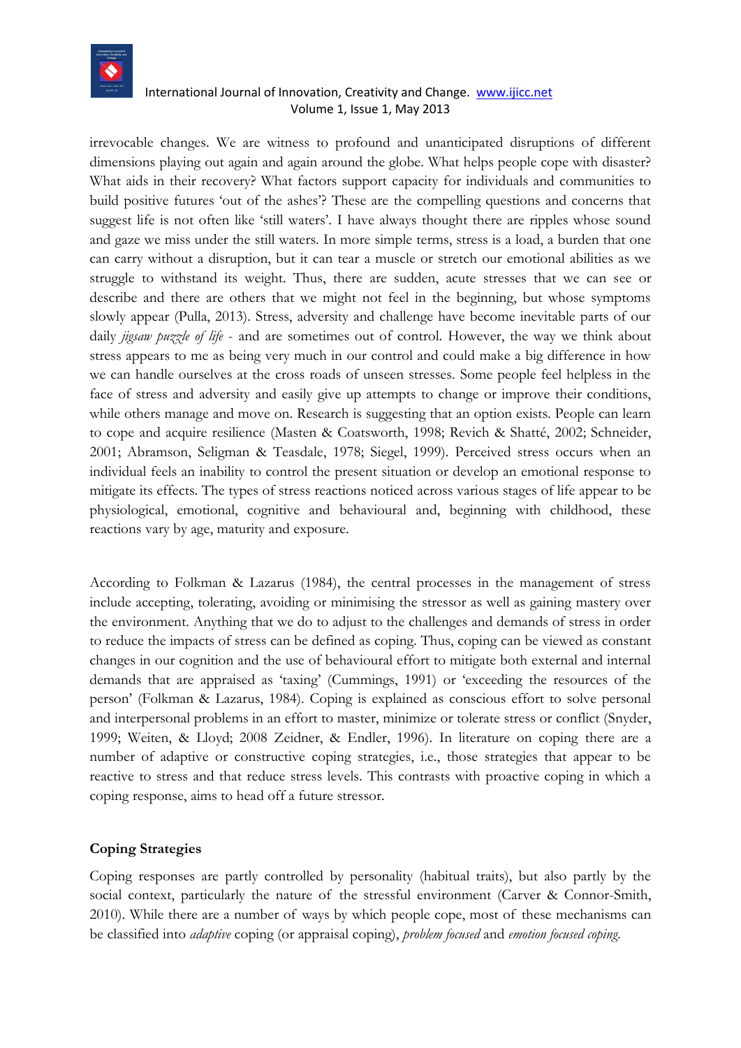irrevocable changes. We are witness to profound and unanticipated disruptions of different dimensions playing out again and again around the globe. What helps people cope with disaster? What aids in their recovery? What factors support capacity for individuals and communities to build positive futures 'out of the ashes'? These are the compelling questions and concerns that suggest life is not often like 'still waters'. I have always thought there are ripples whose sound and gaze we miss under the still waters. In more simple terms, stress is a load, a burden that one can carry without a disruption, but it can tear a muscle or stretch our emotional abilities as we struggle to withstand its weight. Thus, there are sudden, acute stresses that we can see or describe and there are others that we might not feel in the beginning, but whose symptoms slowly appear (Pulla, 2013). Stress, adversity and challenge have become inevitable parts of our daily *jigsaw puzzle of life* - and are sometimes out of control. However, the way we think about stress appears to me as being very much in our control and could make a big difference in how we can handle ourselves at the cross roads of unseen stresses. Some people feel helpless in the face of stress and adversity and easily give up attempts to change or improve their conditions, while others manage and move on. Research is suggesting that an option exists. People can learn to cope and acquire resilience (Masten & Coatsworth, 1998; Revich & Shatté, 2002; Schneider, 2001; Abramson, Seligman & Teasdale, 1978; Siegel, 1999). Perceived stress occurs when an individual feels an inability to control the present situation or develop an emotional response to mitigate its effects. The types of stress reactions noticed across various stages of life appear to be physiological, emotional, cognitive and behavioural and, beginning with childhood, these reactions vary by age, maturity and exposure.

According to Folkman & Lazarus (1984), the central processes in the management of stress include accepting, tolerating, avoiding or minimising the stressor as well as gaining mastery over the environment. Anything that we do to adjust to the challenges and demands of stress in order to reduce the impacts of stress can be defined as coping. Thus, coping can be viewed as constant changes in our cognition and the use of behavioural effort to mitigate both external and internal demands that are appraised as 'taxing' (Cummings, 1991) or 'exceeding the resources of the person' (Folkman & Lazarus, 1984). Coping is explained as conscious effort to solve personal and interpersonal problems in an effort to master, minimize or tolerate stress or conflict (Snyder, 1999; Weiten, & Lloyd; 2008 Zeidner, & Endler, 1996). In literature on coping there are a number of adaptive or constructive coping strategies, i.e., those strategies that appear to be reactive to stress and that reduce stress levels. This contrasts with proactive coping in which a coping response, aims to head off a future stressor.

## Coping Strategies

Coping responses are partly controlled by personality (habitual traits), but also partly by the social context, particularly the nature of the stressful environment (Carver & Connor-Smith, 2010). While there are a number of ways by which people cope, most of these mechanisms can be classified into *adaptive* coping (or appraisal coping), *problem focused* and *emotion focused coping.*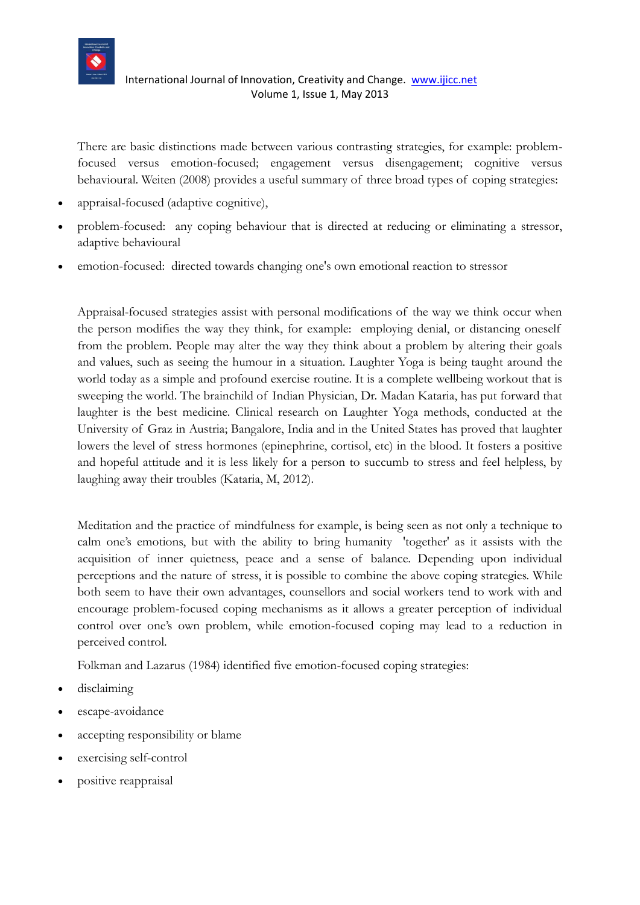There are basic distinctions made between various contrasting strategies, for example: problem-focused versus emotion-focused; engagement versus disengagement; cognitive versus behavioural. Weiten (2008) provides a useful summary of three broad types of coping strategies:

- appraisal-focused (adaptive cognitive),
- problem-focused: any coping behaviour that is directed at reducing or eliminating a stressor, adaptive behavioural
- emotion-focused: directed towards changing one's own emotional reaction to stressor

Appraisal-focused strategies assist with personal modifications of the way we think occur when the person modifies the way they think, for example: employing denial, or distancing oneself from the problem. People may alter the way they think about a problem by altering their goals and values, such as seeing the humour in a situation. Laughter Yoga is being taught around the world today as a simple and profound exercise routine. It is a complete wellbeing workout that is sweeping the world. The brainchild of Indian Physician, Dr. Madan Kataria, has put forward that laughter is the best medicine. Clinical research on Laughter Yoga methods, conducted at the University of Graz in Austria; Bangalore, India and in the United States has proved that laughter lowers the level of stress hormones (epinephrine, cortisol, etc) in the blood. It fosters a positive and hopeful attitude and it is less likely for a person to succumb to stress and feel helpless, by laughing away their troubles (Kataria, M, 2012).

Meditation and the practice of mindfulness for example, is being seen as not only a technique to calm one's emotions, but with the ability to bring humanity 'together' as it assists with the acquisition of inner quietness, peace and a sense of balance. Depending upon individual perceptions and the nature of stress, it is possible to combine the above coping strategies. While both seem to have their own advantages, counsellors and social workers tend to work with and encourage problem-focused coping mechanisms as it allows a greater perception of individual control over one's own problem, while emotion-focused coping may lead to a reduction in perceived control.

Folkman and Lazarus (1984) identified five emotion-focused coping strategies:

- disclaiming
- escape-avoidance
- accepting responsibility or blame
- exercising self-control
- positive reappraisal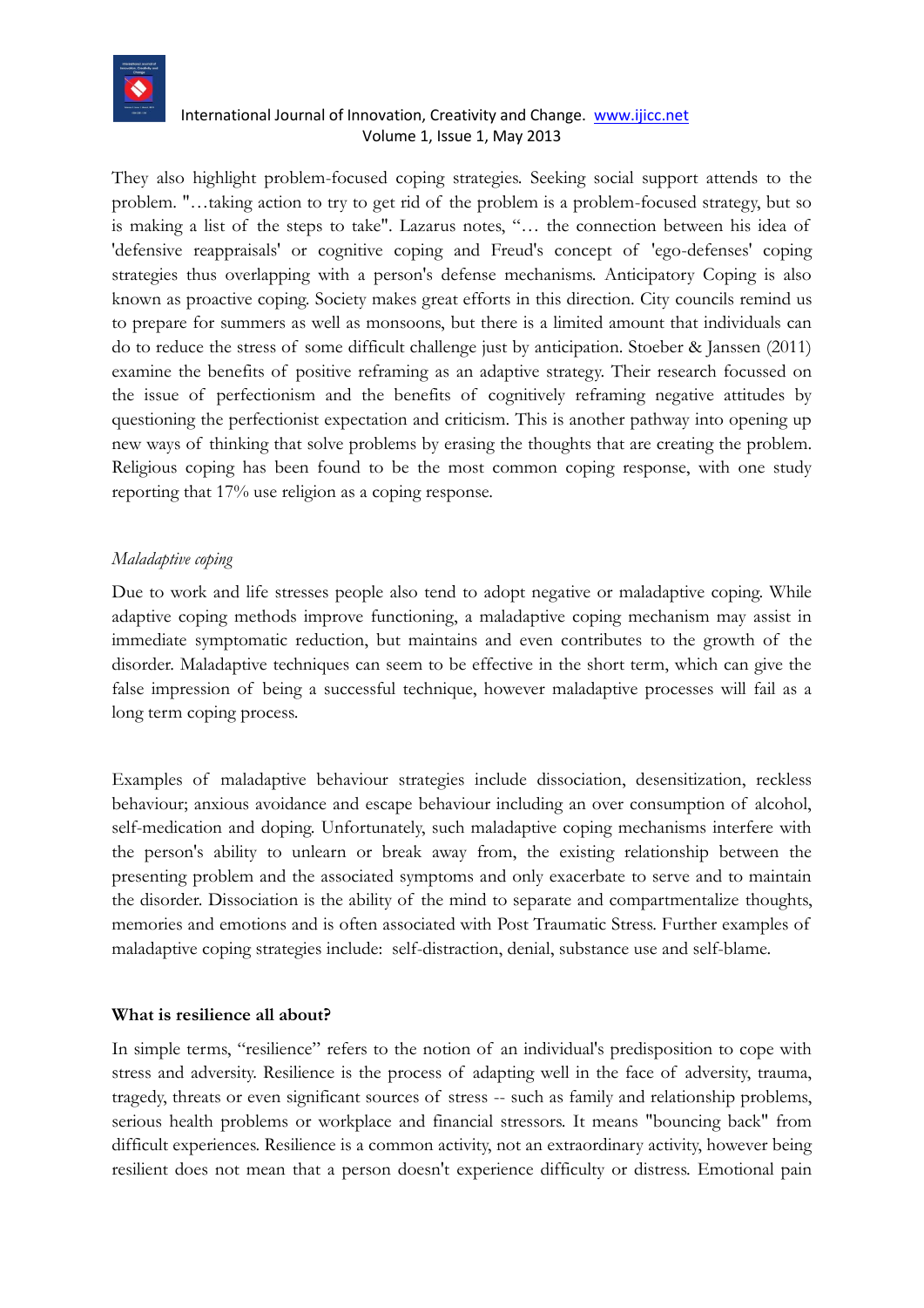They also highlight problem-focused coping strategies. Seeking social support attends to the problem. "…taking action to try to get rid of the problem is a problem-focused strategy, but so is making a list of the steps to take". Lazarus notes, "… the connection between his idea of 'defensive reappraisals' or cognitive coping and Freud's concept of 'ego-defenses' coping strategies thus overlapping with a person's defense mechanisms. Anticipatory Coping is also known as proactive coping. Society makes great efforts in this direction. City councils remind us to prepare for summers as well as monsoons, but there is a limited amount that individuals can do to reduce the stress of some difficult challenge just by anticipation. Stoeber & Janssen (2011) examine the benefits of positive reframing as an adaptive strategy. Their research focussed on the issue of perfectionism and the benefits of cognitively reframing negative attitudes by questioning the perfectionist expectation and criticism. This is another pathway into opening up new ways of thinking that solve problems by erasing the thoughts that are creating the problem. Religious coping has been found to be the most common coping response, with one study reporting that 17% use religion as a coping response.

*Maladaptive coping*

Due to work and life stresses people also tend to adopt negative or maladaptive coping. While adaptive coping methods improve functioning, a maladaptive coping mechanism may assist in immediate symptomatic reduction, but maintains and even contributes to the growth of the disorder. Maladaptive techniques can seem to be effective in the short term, which can give the false impression of being a successful technique, however maladaptive processes will fail as a long term coping process.

Examples of maladaptive behaviour strategies include dissociation, desensitization, reckless behaviour; anxious avoidance and escape behaviour including an over consumption of alcohol, self-medication and doping. Unfortunately, such maladaptive coping mechanisms interfere with the person's ability to unlearn or break away from, the existing relationship between the presenting problem and the associated symptoms and only exacerbate to serve and to maintain the disorder. Dissociation is the ability of the mind to separate and compartmentalize thoughts, memories and emotions and is often associated with Post Traumatic Stress. Further examples of maladaptive coping strategies include: self-distraction, denial, substance use and self-blame.

**What is resilience all about?**

In simple terms, "resilience" refers to the notion of an individual's predisposition to cope with stress and adversity. Resilience is the process of adapting well in the face of adversity, trauma, tragedy, threats or even significant sources of stress -- such as family and relationship problems, serious health problems or workplace and financial stressors. It means "bouncing back" from difficult experiences. Resilience is a common activity, not an extraordinary activity, however being resilient does not mean that a person doesn't experience difficulty or distress. Emotional pain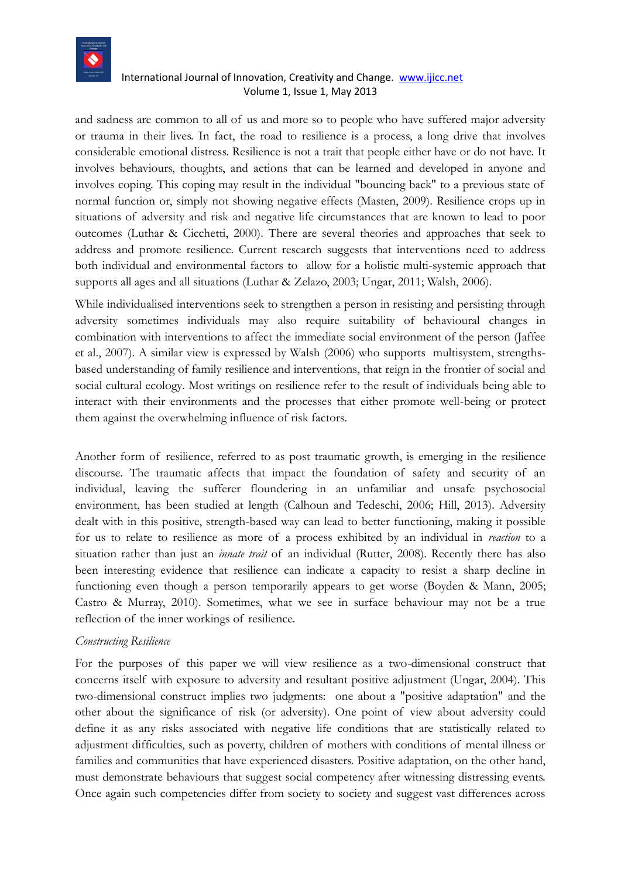and sadness are common to all of us and more so to people who have suffered major adversity or trauma in their lives. In fact, the road to resilience is a process, a long drive that involves considerable emotional distress. Resilience is not a trait that people either have or do not have. It involves behaviours, thoughts, and actions that can be learned and developed in anyone and involves coping. This coping may result in the individual "bouncing back" to a previous state of normal function or, simply not showing negative effects (Masten, 2009). Resilience crops up in situations of adversity and risk and negative life circumstances that are known to lead to poor outcomes (Luthar & Cicchetti, 2000). There are several theories and approaches that seek to address and promote resilience. Current research suggests that interventions need to address both individual and environmental factors to allow for a holistic multi-systemic approach that supports all ages and all situations (Luthar & Zelazo, 2003; Ungar, 2011; Walsh, 2006).

While individualised interventions seek to strengthen a person in resisting and persisting through adversity sometimes individuals may also require suitability of behavioural changes in combination with interventions to affect the immediate social environment of the person (Jaffee et al., 2007). A similar view is expressed by Walsh (2006) who supports multisystem, strengths-based understanding of family resilience and interventions, that reign in the frontier of social and social cultural ecology. Most writings on resilience refer to the result of individuals being able to interact with their environments and the processes that either promote well-being or protect them against the overwhelming influence of risk factors.

Another form of resilience, referred to as post traumatic growth, is emerging in the resilience discourse. The traumatic affects that impact the foundation of safety and security of an individual, leaving the sufferer floundering in an unfamiliar and unsafe psychosocial environment, has been studied at length (Calhoun and Tedeschi, 2006; Hill, 2013). Adversity dealt with in this positive, strength-based way can lead to better functioning, making it possible for us to relate to resilience as more of a process exhibited by an individual in *reaction* to a situation rather than just an *innate trait* of an individual (Rutter, 2008). Recently there has also been interesting evidence that resilience can indicate a capacity to resist a sharp decline in functioning even though a person temporarily appears to get worse (Boyden & Mann, 2005; Castro & Murray, 2010). Sometimes, what we see in surface behaviour may not be a true reflection of the inner workings of resilience.

*Constructing Resilience*

For the purposes of this paper we will view resilience as a two-dimensional construct that concerns itself with exposure to adversity and resultant positive adjustment (Ungar, 2004). This two-dimensional construct implies two judgments: one about a "positive adaptation" and the other about the significance of risk (or adversity). One point of view about adversity could define it as any risks associated with negative life conditions that are statistically related to adjustment difficulties, such as poverty, children of mothers with conditions of mental illness or families and communities that have experienced disasters. Positive adaptation, on the other hand, must demonstrate behaviours that suggest social competency after witnessing distressing events. Once again such competencies differ from society to society and suggest vast differences across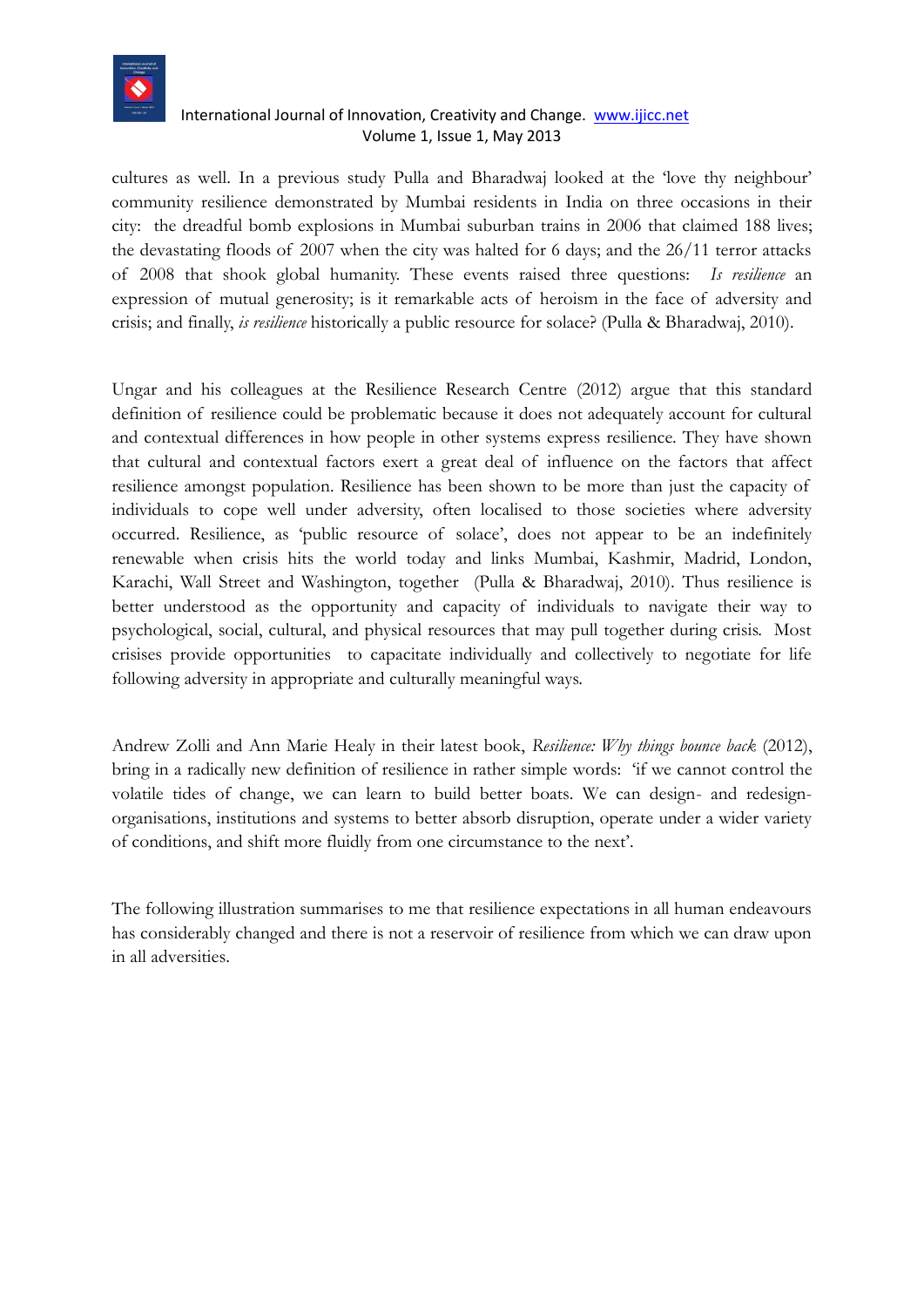cultures as well. In a previous study Pulla and Bharadwaj looked at the 'love thy neighbour' community resilience demonstrated by Mumbai residents in India on three occasions in their city: the dreadful bomb explosions in Mumbai suburban trains in 2006 that claimed 188 lives; the devastating floods of 2007 when the city was halted for 6 days; and the 26/11 terror attacks of 2008 that shook global humanity. These events raised three questions: *Is resilience* an expression of mutual generosity; is it remarkable acts of heroism in the face of adversity and crisis; and finally, *is resilience* historically a public resource for solace? (Pulla & Bharadwaj, 2010).

Ungar and his colleagues at the Resilience Research Centre (2012) argue that this standard definition of resilience could be problematic because it does not adequately account for cultural and contextual differences in how people in other systems express resilience. They have shown that cultural and contextual factors exert a great deal of influence on the factors that affect resilience amongst population. Resilience has been shown to be more than just the capacity of individuals to cope well under adversity, often localised to those societies where adversity occurred. Resilience, as 'public resource of solace', does not appear to be an indefinitely renewable when crisis hits the world today and links Mumbai, Kashmir, Madrid, London, Karachi, Wall Street and Washington, together (Pulla & Bharadwaj, 2010). Thus resilience is better understood as the opportunity and capacity of individuals to navigate their way to psychological, social, cultural, and physical resources that may pull together during crisis. Most crisises provide opportunities to capacitate individually and collectively to negotiate for life following adversity in appropriate and culturally meaningful ways.

Andrew Zolli and Ann Marie Healy in their latest book, *Resilience: Why things bounce back* (2012), bring in a radically new definition of resilience in rather simple words: 'if we cannot control the volatile tides of change, we can learn to build better boats. We can design- and redesign- organisations, institutions and systems to better absorb disruption, operate under a wider variety of conditions, and shift more fluidly from one circumstance to the next'.

The following illustration summarises to me that resilience expectations in all human endeavours has considerably changed and there is not a reservoir of resilience from which we can draw upon in all adversities.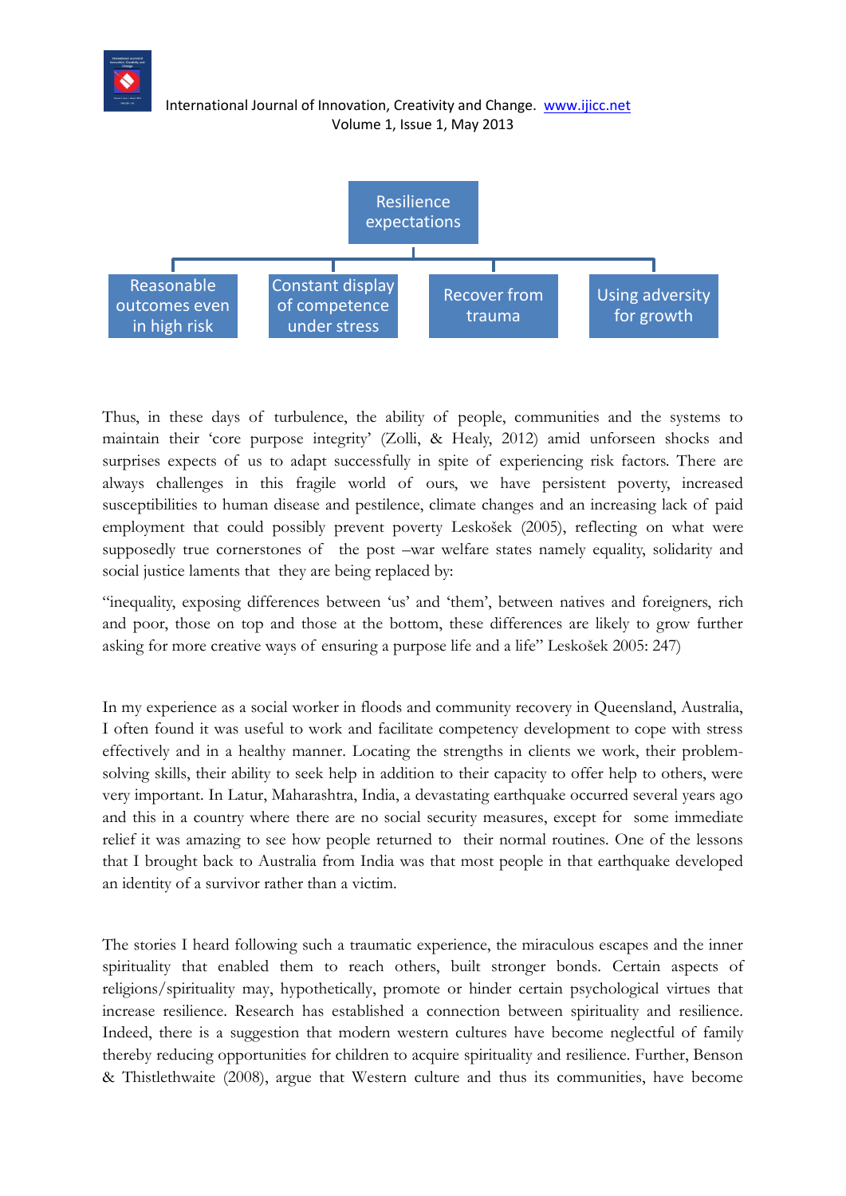Resilience expectations

- Reasonable outcomes even in high risk
- Constant display of competence under stress
- Recover from trauma
- Using adversity for growth

Thus, in these days of turbulence, the ability of people, communities and the systems to maintain their 'core purpose integrity' (Zolli, & Healy, 2012) amid unforseen shocks and surprises expects of us to adapt successfully in spite of experiencing risk factors. There are always challenges in this fragile world of ours, we have persistent poverty, increased susceptibilities to human disease and pestilence, climate changes and an increasing lack of paid employment that could possibly prevent poverty Leskošek (2005), reflecting on what were supposedly true cornerstones of the post –war welfare states namely equality, solidarity and social justice laments that they are being replaced by:

"inequality, exposing differences between 'us' and 'them', between natives and foreigners, rich and poor, those on top and those at the bottom, these differences are likely to grow further asking for more creative ways of ensuring a purpose life and a life" Leskošek 2005: 247)

In my experience as a social worker in floods and community recovery in Queensland, Australia, I often found it was useful to work and facilitate competency development to cope with stress effectively and in a healthy manner. Locating the strengths in clients we work, their problem-solving skills, their ability to seek help in addition to their capacity to offer help to others, were very important. In Latur, Maharashtra, India, a devastating earthquake occurred several years ago and this in a country where there are no social security measures, except for some immediate relief it was amazing to see how people returned to their normal routines. One of the lessons that I brought back to Australia from India was that most people in that earthquake developed an identity of a survivor rather than a victim.

The stories I heard following such a traumatic experience, the miraculous escapes and the inner spirituality that enabled them to reach others, built stronger bonds. Certain aspects of religions/spirituality may, hypothetically, promote or hinder certain psychological virtues that increase resilience. Research has established a connection between spirituality and resilience. Indeed, there is a suggestion that modern western cultures have become neglectful of family thereby reducing opportunities for children to acquire spirituality and resilience. Further, Benson & Thistlethwaite (2008), argue that Western culture and thus its communities, have become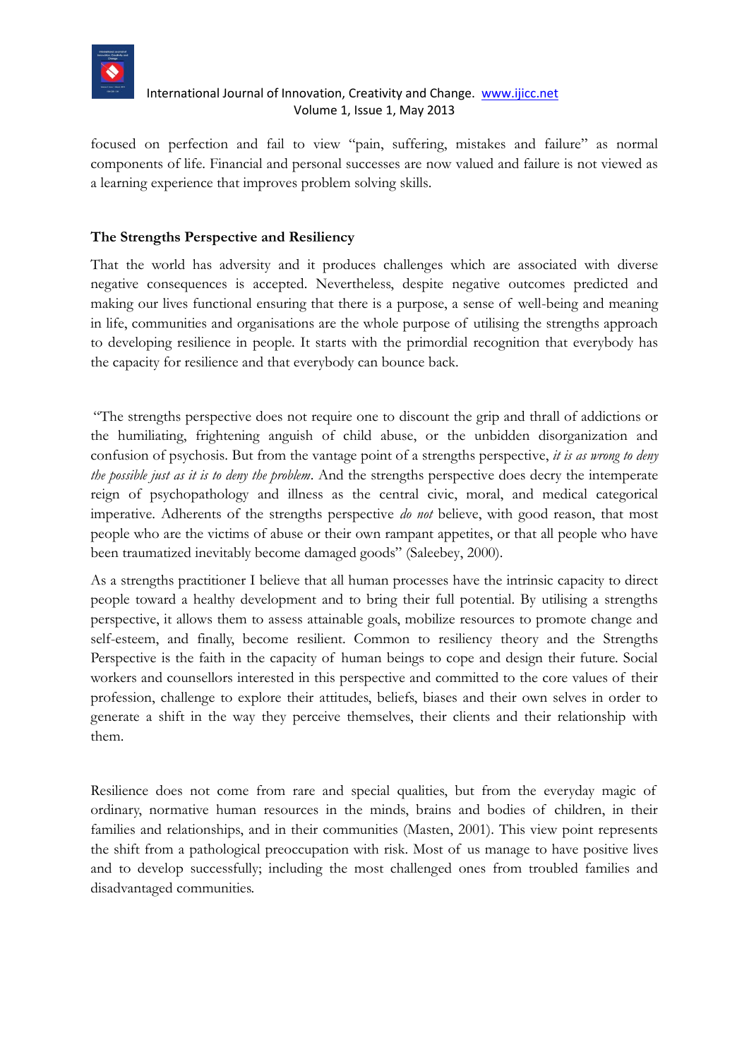focused on perfection and fail to view "pain, suffering, mistakes and failure" as normal components of life. Financial and personal successes are now valued and failure is not viewed as a learning experience that improves problem solving skills.

**The Strengths Perspective and Resiliency**

That the world has adversity and it produces challenges which are associated with diverse negative consequences is accepted. Nevertheless, despite negative outcomes predicted and making our lives functional ensuring that there is a purpose, a sense of well-being and meaning in life, communities and organisations are the whole purpose of utilising the strengths approach to developing resilience in people. It starts with the primordial recognition that everybody has the capacity for resilience and that everybody can bounce back.

"The strengths perspective does not require one to discount the grip and thrall of addictions or the humiliating, frightening anguish of child abuse, or the unbidden disorganization and confusion of psychosis. But from the vantage point of a strengths perspective, *it is as wrong to deny the possible just as it is to deny the problem*. And the strengths perspective does decry the intemperate reign of psychopathology and illness as the central civic, moral, and medical categorical imperative. Adherents of the strengths perspective *do not* believe, with good reason, that most people who are the victims of abuse or their own rampant appetites, or that all people who have been traumatized inevitably become damaged goods" (Saleebey, 2000).

As a strengths practitioner I believe that all human processes have the intrinsic capacity to direct people toward a healthy development and to bring their full potential. By utilising a strengths perspective, it allows them to assess attainable goals, mobilize resources to promote change and self-esteem, and finally, become resilient. Common to resiliency theory and the Strengths Perspective is the faith in the capacity of human beings to cope and design their future. Social workers and counsellors interested in this perspective and committed to the core values of their profession, challenge to explore their attitudes, beliefs, biases and their own selves in order to generate a shift in the way they perceive themselves, their clients and their relationship with them.

Resilience does not come from rare and special qualities, but from the everyday magic of ordinary, normative human resources in the minds, brains and bodies of children, in their families and relationships, and in their communities (Masten, 2001). This view point represents the shift from a pathological preoccupation with risk. Most of us manage to have positive lives and to develop successfully; including the most challenged ones from troubled families and disadvantaged communities.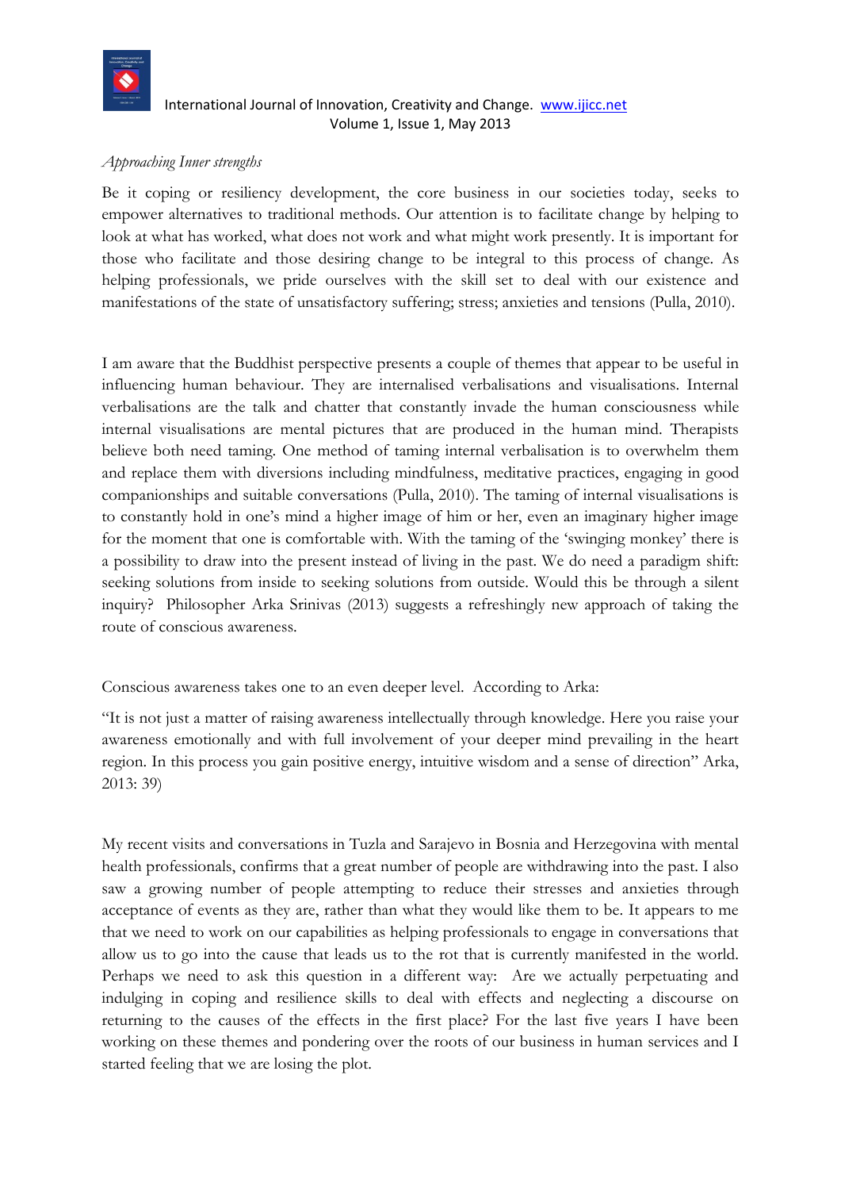*Approaching Inner strengths*

Be it coping or resiliency development, the core business in our societies today, seeks to empower alternatives to traditional methods. Our attention is to facilitate change by helping to look at what has worked, what does not work and what might work presently. It is important for those who facilitate and those desiring change to be integral to this process of change. As helping professionals, we pride ourselves with the skill set to deal with our existence and manifestations of the state of unsatisfactory suffering; stress; anxieties and tensions (Pulla, 2010).

I am aware that the Buddhist perspective presents a couple of themes that appear to be useful in influencing human behaviour. They are internalised verbalisations and visualisations. Internal verbalisations are the talk and chatter that constantly invade the human consciousness while internal visualisations are mental pictures that are produced in the human mind. Therapists believe both need taming. One method of taming internal verbalisation is to overwhelm them and replace them with diversions including mindfulness, meditative practices, engaging in good companionships and suitable conversations (Pulla, 2010). The taming of internal visualisations is to constantly hold in one's mind a higher image of him or her, even an imaginary higher image for the moment that one is comfortable with. With the taming of the 'swinging monkey' there is a possibility to draw into the present instead of living in the past. We do need a paradigm shift: seeking solutions from inside to seeking solutions from outside. Would this be through a silent inquiry? Philosopher Arka Srinivas (2013) suggests a refreshingly new approach of taking the route of conscious awareness.

Conscious awareness takes one to an even deeper level. According to Arka:

"It is not just a matter of raising awareness intellectually through knowledge. Here you raise your awareness emotionally and with full involvement of your deeper mind prevailing in the heart region. In this process you gain positive energy, intuitive wisdom and a sense of direction" Arka, 2013: 39)

My recent visits and conversations in Tuzla and Sarajevo in Bosnia and Herzegovina with mental health professionals, confirms that a great number of people are withdrawing into the past. I also saw a growing number of people attempting to reduce their stresses and anxieties through acceptance of events as they are, rather than what they would like them to be. It appears to me that we need to work on our capabilities as helping professionals to engage in conversations that allow us to go into the cause that leads us to the rot that is currently manifested in the world. Perhaps we need to ask this question in a different way: Are we actually perpetuating and indulging in coping and resilience skills to deal with effects and neglecting a discourse on returning to the causes of the effects in the first place? For the last five years I have been working on these themes and pondering over the roots of our business in human services and I started feeling that we are losing the plot.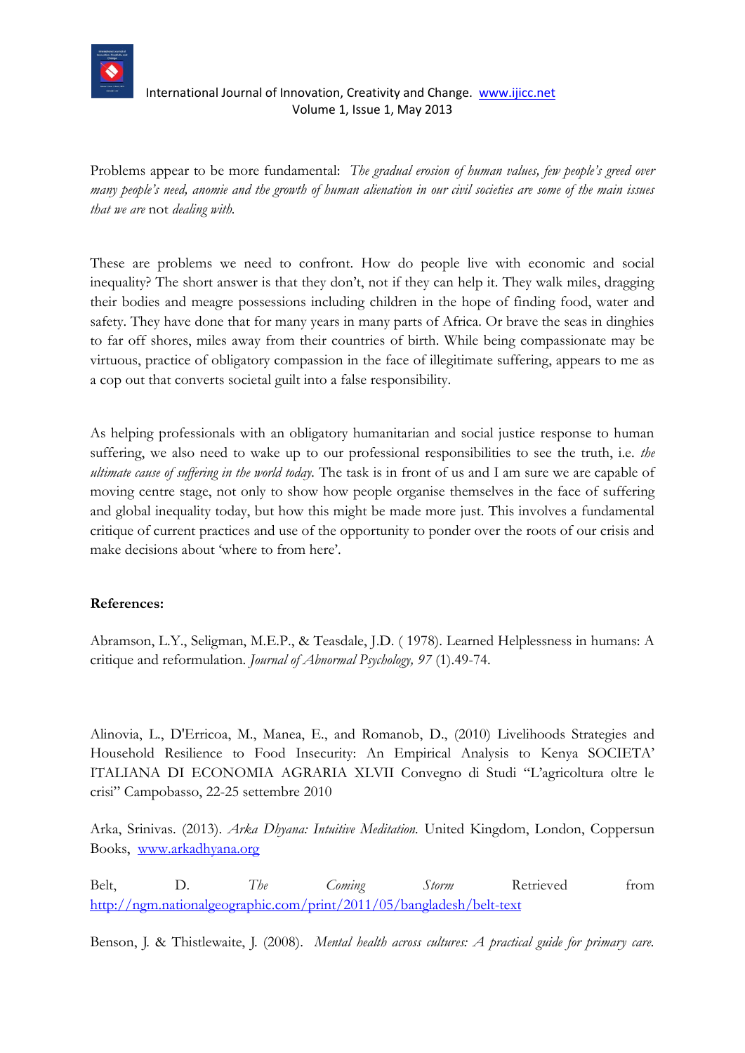Problems appear to be more fundamental: *The gradual erosion of human values, few people's greed over many people's need, anomie and the growth of human alienation in our civil societies are some of the main issues that we are* not *dealing with.*

These are problems we need to confront. How do people live with economic and social inequality? The short answer is that they don't, not if they can help it. They walk miles, dragging their bodies and meagre possessions including children in the hope of finding food, water and safety. They have done that for many years in many parts of Africa. Or brave the seas in dinghies to far off shores, miles away from their countries of birth. While being compassionate may be virtuous, practice of obligatory compassion in the face of illegitimate suffering, appears to me as a cop out that converts societal guilt into a false responsibility.

As helping professionals with an obligatory humanitarian and social justice response to human suffering, we also need to wake up to our professional responsibilities to see the truth, i.e. *the ultimate cause of suffering in the world today.* The task is in front of us and I am sure we are capable of moving centre stage, not only to show how people organise themselves in the face of suffering and global inequality today, but how this might be made more just. This involves a fundamental critique of current practices and use of the opportunity to ponder over the roots of our crisis and make decisions about 'where to from here'.

**References:**

Abramson, L.Y., Seligman, M.E.P., & Teasdale, J.D. ( 1978). Learned Helplessness in humans: A critique and reformulation. *Journal of Abnormal Psychology, 97* (1).49-74.

Alinovia, L., D'Erricoa, M., Manea, E., and Romanob, D., (2010) Livelihoods Strategies and Household Resilience to Food Insecurity: An Empirical Analysis to Kenya SOCIETA' ITALIANA DI ECONOMIA AGRARIA XLVII Convegno di Studi "L'agricoltura oltre le crisi" Campobasso, 22-25 settembre 2010

Arka, Srinivas. (2013). *Arka Dhyana: Intuitive Meditation.* United Kingdom, London, Coppersun Books, www.arkadhyana.org

Belt, D. *The Coming Storm* Retrieved from http://ngm.nationalgeographic.com/print/2011/05/bangladesh/belt-text

Benson, J. & Thistlewaite, J. (2008). *Mental health across cultures: A practical guide for primary care.*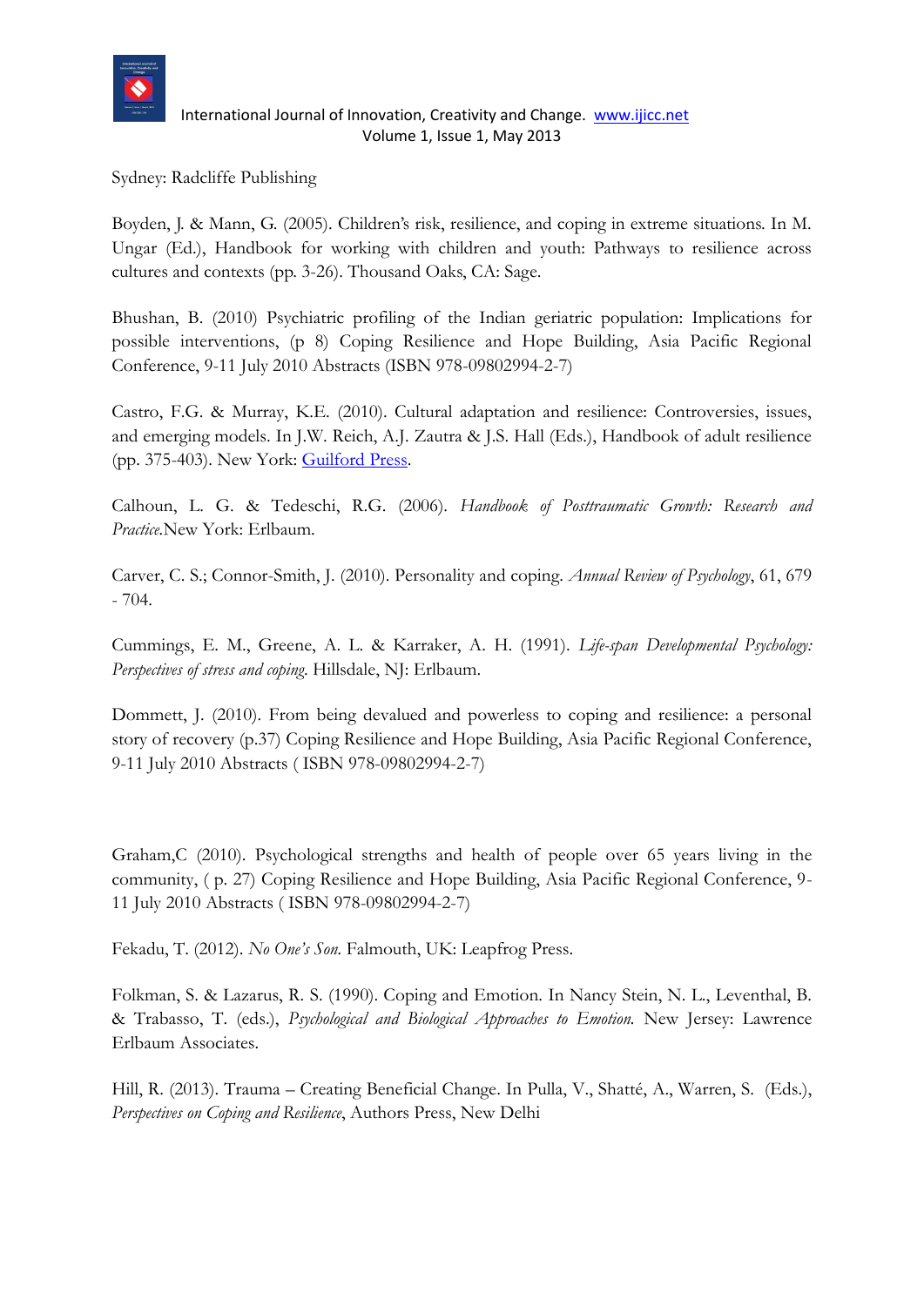Sydney: Radcliffe Publishing

Boyden, J. & Mann, G. (2005). Children's risk, resilience, and coping in extreme situations. In M. Ungar (Ed.), Handbook for working with children and youth: Pathways to resilience across cultures and contexts (pp. 3-26). Thousand Oaks, CA: Sage.

Bhushan, B. (2010) Psychiatric profiling of the Indian geriatric population: Implications for possible interventions, (p 8) Coping Resilience and Hope Building, Asia Pacific Regional Conference, 9-11 July 2010 Abstracts (ISBN 978-09802994-2-7)

Castro, F.G. & Murray, K.E. (2010). Cultural adaptation and resilience: Controversies, issues, and emerging models. In J.W. Reich, A.J. Zautra & J.S. Hall (Eds.), Handbook of adult resilience (pp. 375-403). New York: Guilford Press.

Calhoun, L. G. & Tedeschi, R.G. (2006). *Handbook of Posttraumatic Growth: Research and Practice*.New York: Erlbaum.

Carver, C. S.; Connor-Smith, J. (2010). Personality and coping. *Annual Review of Psychology*, 61, 679 - 704.

Cummings, E. M., Greene, A. L. & Karraker, A. H. (1991). *Life-span Developmental Psychology: Perspectives of stress and coping.* Hillsdale, NJ: Erlbaum.

Dommett, J. (2010). From being devalued and powerless to coping and resilience: a personal story of recovery (p.37) Coping Resilience and Hope Building, Asia Pacific Regional Conference, 9-11 July 2010 Abstracts ( ISBN 978-09802994-2-7)

Graham,C (2010). Psychological strengths and health of people over 65 years living in the community, ( p. 27) Coping Resilience and Hope Building, Asia Pacific Regional Conference, 9-11 July 2010 Abstracts ( ISBN 978-09802994-2-7)

Fekadu, T. (2012). *No One's Son.* Falmouth, UK: Leapfrog Press.

Folkman, S. & Lazarus, R. S. (1990). Coping and Emotion. In Nancy Stein, N. L., Leventhal, B. & Trabasso, T. (eds.), *Psychological and Biological Approaches to Emotion.* New Jersey: Lawrence Erlbaum Associates.

Hill, R. (2013). Trauma – Creating Beneficial Change. In Pulla, V., Shatté, A., Warren, S. (Eds.), *Perspectives on Coping and Resilience*, Authors Press, New Delhi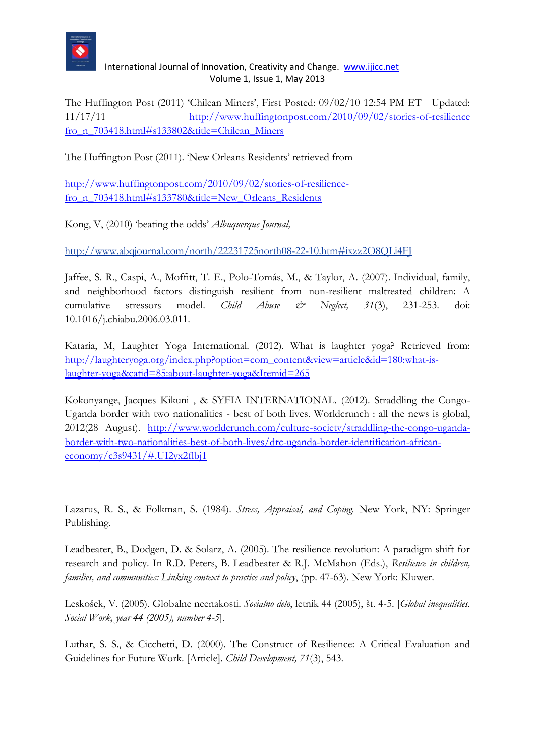The Huffington Post (2011) 'Chilean Miners', First Posted: 09/02/10 12:54 PM ET Updated: 11/17/11 http://www.huffingtonpost.com/2010/09/02/stories-of-resilience fro_n_703418.html#s133802&title=Chilean_Miners

The Huffington Post (2011). 'New Orleans Residents' retrieved from

http://www.huffingtonpost.com/2010/09/02/stories-of-resilience-fro_n_703418.html#s133780&title=New_Orleans_Residents

Kong, V, (2010) 'beating the odds' *Albuquerque Journal,*

http://www.abqjournal.com/north/22231725north08-22-10.htm#ixzz2O8QLi4FJ

Jaffee, S. R., Caspi, A., Moffitt, T. E., Polo-Tomás, M., & Taylor, A. (2007). Individual, family, and neighborhood factors distinguish resilient from non-resilient maltreated children: A cumulative stressors model. *Child Abuse & Neglect, 31*(3), 231-253. doi: 10.1016/j.chiabu.2006.03.011.

Kataria, M, Laughter Yoga International. (2012). What is laughter yoga? Retrieved from: http://laughteryoga.org/index.php?option=com_content&view=article&id=180:what-is-laughter-yoga&catid=85:about-laughter-yoga&Itemid=265

Kokonyange, Jacques Kikuni , & SYFIA INTERNATIONAL. (2012). Straddling the Congo-Uganda border with two nationalities - best of both lives. Worldcrunch : all the news is global, 2012(28 August). http://www.worldcrunch.com/culture-society/straddling-the-congo-uganda-border-with-two-nationalities-best-of-both-lives/drc-uganda-border-identification-african-economy/c3s9431/#.UI2yx2flbj1

Lazarus, R. S., & Folkman, S. (1984). *Stress, Appraisal, and Coping.* New York, NY: Springer Publishing.

Leadbeater, B., Dodgen, D. & Solarz, A. (2005). The resilience revolution: A paradigm shift for research and policy. In R.D. Peters, B. Leadbeater & R.J. McMahon (Eds.), *Resilience in children, families, and communities: Linking context to practice and policy*, (pp. 47-63). New York: Kluwer.

Leskošek, V. (2005). Globalne neenakosti. *Socialno delo*, letnik 44 (2005), št. 4-5. [*Global inequalities. Social Work, year 44 (2005), number 4-5*].

Luthar, S. S., & Cicchetti, D. (2000). The Construct of Resilience: A Critical Evaluation and Guidelines for Future Work. [Article]. *Child Development, 71*(3), 543.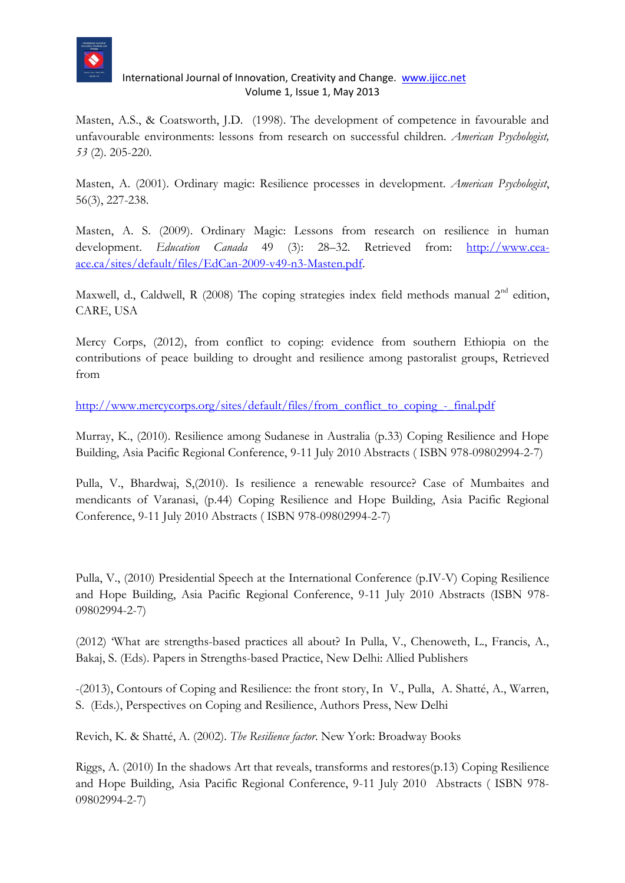Masten, A.S., & Coatsworth, J.D. (1998). The development of competence in favourable and unfavourable environments: lessons from research on successful children. *American Psychologist, 53* (2). 205-220.

Masten, A. (2001). Ordinary magic: Resilience processes in development. *American Psychologist*, 56(3), 227-238.

Masten, A. S. (2009). Ordinary Magic: Lessons from research on resilience in human development. *Education Canada* 49 (3): 28–32. Retrieved from: http://www.cea-ace.ca/sites/default/files/EdCan-2009-v49-n3-Masten.pdf.

Maxwell, d., Caldwell, R (2008) The coping strategies index field methods manual 2nd edition, CARE, USA

Mercy Corps, (2012), from conflict to coping: evidence from southern Ethiopia on the contributions of peace building to drought and resilience among pastoralist groups, Retrieved from

http://www.mercycorps.org/sites/default/files/from_conflict_to_coping_-_final.pdf

Murray, K., (2010). Resilience among Sudanese in Australia (p.33) Coping Resilience and Hope Building, Asia Pacific Regional Conference, 9-11 July 2010 Abstracts ( ISBN 978-09802994-2-7)

Pulla, V., Bhardwaj, S,(2010). Is resilience a renewable resource? Case of Mumbaites and mendicants of Varanasi, (p.44) Coping Resilience and Hope Building, Asia Pacific Regional Conference, 9-11 July 2010 Abstracts ( ISBN 978-09802994-2-7)

Pulla, V., (2010) Presidential Speech at the International Conference (p.IV-V) Coping Resilience and Hope Building, Asia Pacific Regional Conference, 9-11 July 2010 Abstracts (ISBN 978-09802994-2-7)

(2012) 'What are strengths-based practices all about? In Pulla, V., Chenoweth, L., Francis, A., Bakaj, S. (Eds). Papers in Strengths-based Practice, New Delhi: Allied Publishers

-(2013), Contours of Coping and Resilience: the front story, In V., Pulla, A. Shatté, A., Warren, S. (Eds.), Perspectives on Coping and Resilience, Authors Press, New Delhi

Revich, K. & Shatté, A. (2002). *The Resilience factor*. New York: Broadway Books

Riggs, A. (2010) In the shadows Art that reveals, transforms and restores(p.13) Coping Resilience and Hope Building, Asia Pacific Regional Conference, 9-11 July 2010 Abstracts ( ISBN 978-09802994-2-7)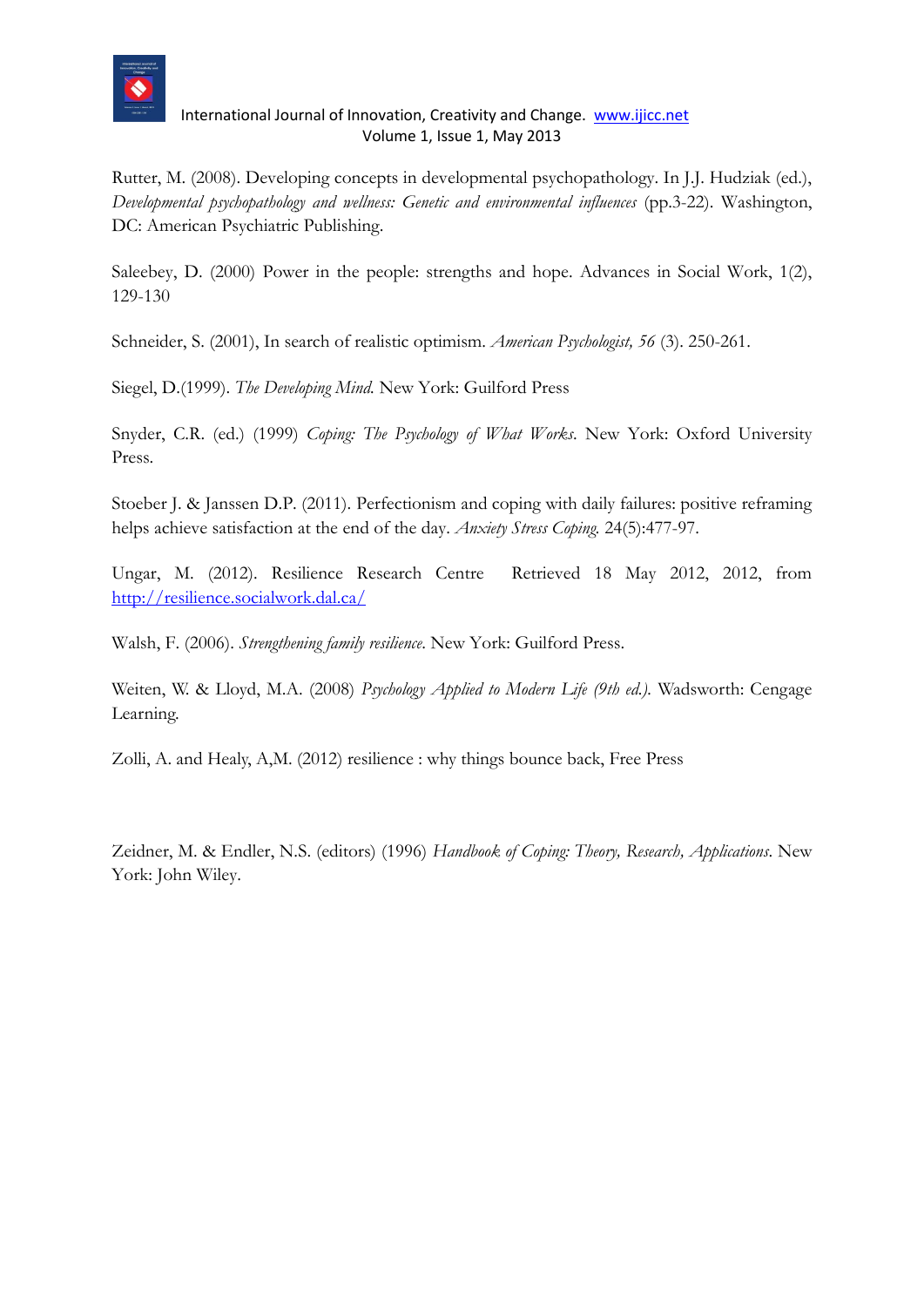Rutter, M. (2008). Developing concepts in developmental psychopathology. In J.J. Hudziak (ed.), *Developmental psychopathology and wellness: Genetic and environmental influences* (pp.3-22). Washington, DC: American Psychiatric Publishing.

Saleebey, D. (2000) Power in the people: strengths and hope. Advances in Social Work, 1(2), 129-130

Schneider, S. (2001), In search of realistic optimism. *American Psychologist, 56* (3). 250-261.

Siegel, D.(1999). *The Developing Mind.* New York: Guilford Press

Snyder, C.R. (ed.) (1999) *Coping: The Psychology of What Works.* New York: Oxford University Press.

Stoeber J. & Janssen D.P. (2011). Perfectionism and coping with daily failures: positive reframing helps achieve satisfaction at the end of the day. *Anxiety Stress Coping.* 24(5):477-97.

Ungar, M. (2012). Resilience Research Centre Retrieved 18 May 2012, 2012, from http://resilience.socialwork.dal.ca/

Walsh, F. (2006). *Strengthening family resilience*. New York: Guilford Press.

Weiten, W. & Lloyd, M.A. (2008) *Psychology Applied to Modern Life (9th ed.).* Wadsworth: Cengage Learning.

Zolli, A. and Healy, A,M. (2012) resilience : why things bounce back, Free Press

Zeidner, M. & Endler, N.S. (editors) (1996) *Handbook of Coping: Theory, Research, Applications*. New York: John Wiley.